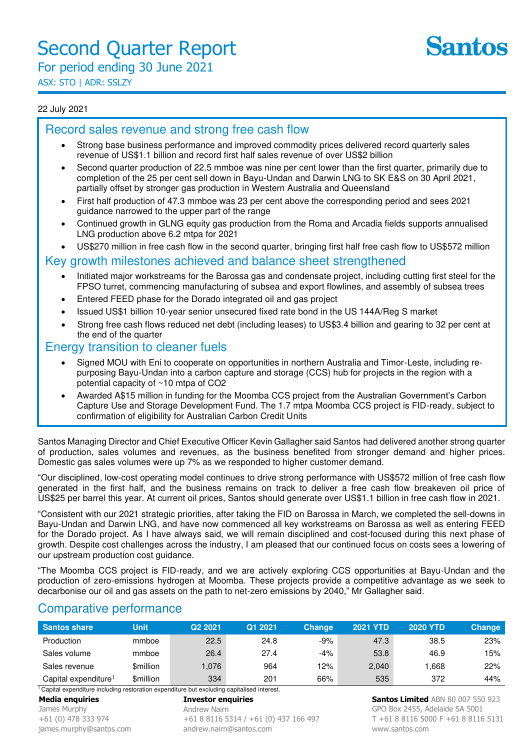# Second Quarter Report

For period ending 30 June 2021

ASX: STO | ADR: SSLZY

Santos

22 July 2021

## Record sales revenue and strong free cash flow

- Strong base business performance and improved commodity prices delivered record quarterly sales revenue of US$1.1 billion and record first half sales revenue of over US$2 billion
- Second quarter production of 22.5 mmboe was nine per cent lower than the first quarter, primarily due to completion of the 25 per cent sell down in Bayu-Undan and Darwin LNG to SK E&S on 30 April 2021, partially offset by stronger gas production in Western Australia and Queensland
- First half production of 47.3 mmboe was 23 per cent above the corresponding period and sees 2021 guidance narrowed to the upper part of the range
- Continued growth in GLNG equity gas production from the Roma and Arcadia fields supports annualised LNG production above 6.2 mtpa for 2021
- US$270 million in free cash flow in the second quarter, bringing first half free cash flow to US$572 million

## Key growth milestones achieved and balance sheet strengthened

- Initiated major workstreams for the Barossa gas and condensate project, including cutting first steel for the FPSO turret, commencing manufacturing of subsea and export flowlines, and assembly of subsea trees
- Entered FEED phase for the Dorado integrated oil and gas project
- Issued US$1 billion 10-year senior unsecured fixed rate bond in the US 144A/Reg S market
- Strong free cash flows reduced net debt (including leases) to US$3.4 billion and gearing to 32 per cent at the end of the quarter

## Energy transition to cleaner fuels

- Signed MOU with Eni to cooperate on opportunities in northern Australia and Timor-Leste, including re-purposing Bayu-Undan into a carbon capture and storage (CCS) hub for projects in the region with a potential capacity of ~10 mtpa of $CO_2$
- Awarded A$15 million in funding for the Moomba CCS project from the Australian Government's Carbon Capture Use and Storage Development Fund. The 1.7 mtpa Moomba CCS project is FID-ready, subject to confirmation of eligibility for Australian Carbon Credit Units

Santos Managing Director and Chief Executive Officer Kevin Gallagher said Santos had delivered another strong quarter of production, sales volumes and revenues, as the business benefited from stronger demand and higher prices. Domestic gas sales volumes were up 7% as we responded to higher customer demand.

"Our disciplined, low-cost operating model continues to drive strong performance with US$572 million of free cash flow generated in the first half, and the business remains on track to deliver a free cash flow breakeven oil price of US$25 per barrel this year. At current oil prices, Santos should generate over US$1.1 billion in free cash flow in 2021.

"Consistent with our 2021 strategic priorities, after taking the FID on Barossa in March, we completed the sell-downs in Bayu-Undan and Darwin LNG, and have now commenced all key workstreams on Barossa as well as entering FEED for the Dorado project. As I have always said, we will remain disciplined and cost-focused during this next phase of growth. Despite cost challenges across the industry, I am pleased that our continued focus on costs sees a lowering of our upstream production cost guidance.

"The Moomba CCS project is FID-ready, and we are actively exploring CCS opportunities at Bayu-Undan and the production of zero-emissions hydrogen at Moomba. These projects provide a competitive advantage as we seek to decarbonise our oil and gas assets on the path to net-zero emissions by 2040," Mr Gallagher said.

## Comparative performance

| Santos share | Unit | Q2 2021 | Q1 2021 | Change | 2021 YTD | 2020 YTD | Change |
|---|---|---|---|---|---|---|---|
| Production | mmboe | 22.5 | 24.8 | -9% | 47.3 | 38.5 | 23% |
| Sales volume | mmboe | 26.4 | 27.4 | -4% | 53.8 | 46.9 | 15% |
| Sales revenue | $million | 1,076 | 964 | 12% | 2,040 | 1,668 | 22% |
| Capital expenditure[1] | $million | 334 | 201 | 66% | 535 | 372 | 44% |

[1] Capital expenditure including restoration expenditure but excluding capitalised interest.

**Media enquiries**
James Murphy
+61 (0) 478 333 974
james.murphy@santos.com

**Investor enquiries**
Andrew Nairn
+61 8 8116 5314 / +61 (0) 437 166 497
andrew.nairn@santos.com

**Santos Limited** ABN 80 007 550 923
GPO Box 2455, Adelaide SA 5001
T +61 8 8116 5000 F +61 8 8116 5131
www.santos.com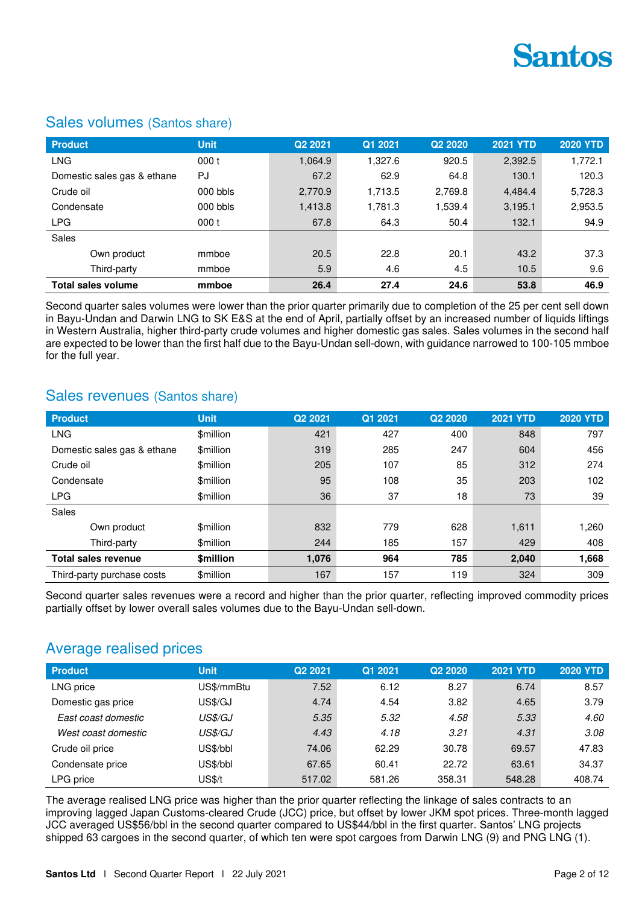## Sales volumes (Santos share)

| Product | Unit | Q2 2021 | Q1 2021 | Q2 2020 | 2021 YTD | 2020 YTD |
|---|---|---|---|---|---|---|
| LNG | 000 t | 1,064.9 | 1,327.6 | 920.5 | 2,392.5 | 1,772.1 |
| Domestic sales gas & ethane | PJ | 67.2 | 62.9 | 64.8 | 130.1 | 120.3 |
| Crude oil | 000 bbls | 2,770.9 | 1,713.5 | 2,769.8 | 4,484.4 | 5,728.3 |
| Condensate | 000 bbls | 1,413.8 | 1,781.3 | 1,539.4 | 3,195.1 | 2,953.5 |
| LPG | 000 t | 67.8 | 64.3 | 50.4 | 132.1 | 94.9 |
| Sales | | | | | | |
| Own product | mmboe | 20.5 | 22.8 | 20.1 | 43.2 | 37.3 |
| Third-party | mmboe | 5.9 | 4.6 | 4.5 | 10.5 | 9.6 |
| **Total sales volume** | **mmboe** | **26.4** | **27.4** | **24.6** | **53.8** | **46.9** |

Second quarter sales volumes were lower than the prior quarter primarily due to completion of the 25 per cent sell down in Bayu-Undan and Darwin LNG to SK E&S at the end of April, partially offset by an increased number of liquids liftings in Western Australia, higher third-party crude volumes and higher domestic gas sales. Sales volumes in the second half are expected to be lower than the first half due to the Bayu-Undan sell-down, with guidance narrowed to 100-105 mmboe for the full year.

## Sales revenues (Santos share)

| Product | Unit | Q2 2021 | Q1 2021 | Q2 2020 | 2021 YTD | 2020 YTD |
|---|---|---|---|---|---|---|
| LNG | $million | 421 | 427 | 400 | 848 | 797 |
| Domestic sales gas & ethane | $million | 319 | 285 | 247 | 604 | 456 |
| Crude oil | $million | 205 | 107 | 85 | 312 | 274 |
| Condensate | $million | 95 | 108 | 35 | 203 | 102 |
| LPG | $million | 36 | 37 | 18 | 73 | 39 |
| Sales | | | | | | |
| Own product | $million | 832 | 779 | 628 | 1,611 | 1,260 |
| Third-party | $million | 244 | 185 | 157 | 429 | 408 |
| **Total sales revenue** | **$million** | **1,076** | **964** | **785** | **2,040** | **1,668** |
| Third-party purchase costs | $million | 167 | 157 | 119 | 324 | 309 |

Second quarter sales revenues were a record and higher than the prior quarter, reflecting improved commodity prices partially offset by lower overall sales volumes due to the Bayu-Undan sell-down.

## Average realised prices

| Product | Unit | Q2 2021 | Q1 2021 | Q2 2020 | 2021 YTD | 2020 YTD |
|---|---|---|---|---|---|---|
| LNG price | US$/mmBtu | 7.52 | 6.12 | 8.27 | 6.74 | 8.57 |
| Domestic gas price | US$/GJ | 4.74 | 4.54 | 3.82 | 4.65 | 3.79 |
| *East coast domestic* | *US$/GJ* | *5.35* | *5.32* | *4.58* | *5.33* | *4.60* |
| *West coast domestic* | *US$/GJ* | *4.43* | *4.18* | *3.21* | *4.31* | *3.08* |
| Crude oil price | US$/bbl | 74.06 | 62.29 | 30.78 | 69.57 | 47.83 |
| Condensate price | US$/bbl | 67.65 | 60.41 | 22.72 | 63.61 | 34.37 |
| LPG price | US$/t | 517.02 | 581.26 | 358.31 | 548.28 | 408.74 |

The average realised LNG price was higher than the prior quarter reflecting the linkage of sales contracts to an improving lagged Japan Customs-cleared Crude (JCC) price, but offset by lower JKM spot prices. Three-month lagged JCC averaged US$56/bbl in the second quarter compared to US$44/bbl in the first quarter. Santos' LNG projects shipped 63 cargoes in the second quarter, of which ten were spot cargoes from Darwin LNG (9) and PNG LNG (1).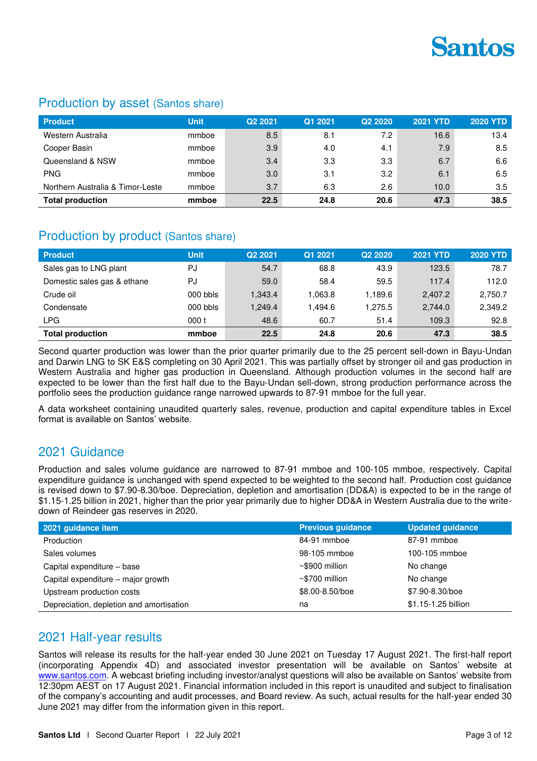## Production by asset (Santos share)

| Product | Unit | Q2 2021 | Q1 2021 | Q2 2020 | 2021 YTD | 2020 YTD |
|---|---|---|---|---|---|---|
| Western Australia | mmboe | 8.5 | 8.1 | 7.2 | 16.6 | 13.4 |
| Cooper Basin | mmboe | 3.9 | 4.0 | 4.1 | 7.9 | 8.5 |
| Queensland & NSW | mmboe | 3.4 | 3.3 | 3.3 | 6.7 | 6.6 |
| PNG | mmboe | 3.0 | 3.1 | 3.2 | 6.1 | 6.5 |
| Northern Australia & Timor-Leste | mmboe | 3.7 | 6.3 | 2.6 | 10.0 | 3.5 |
| **Total production** | **mmboe** | **22.5** | **24.8** | **20.6** | **47.3** | **38.5** |

## Production by product (Santos share)

| Product | Unit | Q2 2021 | Q1 2021 | Q2 2020 | 2021 YTD | 2020 YTD |
|---|---|---|---|---|---|---|
| Sales gas to LNG plant | PJ | 54.7 | 68.8 | 43.9 | 123.5 | 78.7 |
| Domestic sales gas & ethane | PJ | 59.0 | 58.4 | 59.5 | 117.4 | 112.0 |
| Crude oil | 000 bbls | 1,343.4 | 1,063.8 | 1,189.6 | 2,407.2 | 2,750.7 |
| Condensate | 000 bbls | 1,249.4 | 1,494.6 | 1,275.5 | 2,744.0 | 2,349.2 |
| LPG | 000 t | 48.6 | 60.7 | 51.4 | 109.3 | 92.8 |
| **Total production** | **mmboe** | **22.5** | **24.8** | **20.6** | **47.3** | **38.5** |

Second quarter production was lower than the prior quarter primarily due to the 25 percent sell-down in Bayu-Undan and Darwin LNG to SK E&S completing on 30 April 2021. This was partially offset by stronger oil and gas production in Western Australia and higher gas production in Queensland. Although production volumes in the second half are expected to be lower than the first half due to the Bayu-Undan sell-down, strong production performance across the portfolio sees the production guidance range narrowed upwards to 87-91 mmboe for the full year.

A data worksheet containing unaudited quarterly sales, revenue, production and capital expenditure tables in Excel format is available on Santos' website.

## 2021 Guidance

Production and sales volume guidance are narrowed to 87-91 mmboe and 100-105 mmboe, respectively. Capital expenditure guidance is unchanged with spend expected to be weighted to the second half. Production cost guidance is revised down to $7.90-8.30/boe. Depreciation, depletion and amortisation (DD&A) is expected to be in the range of $1.15-1.25 billion in 2021, higher than the prior year primarily due to higher DD&A in Western Australia due to the write-down of Reindeer gas reserves in 2020.

| 2021 guidance item | Previous guidance | Updated guidance |
|---|---|---|
| Production | 84-91 mmboe | 87-91 mmboe |
| Sales volumes | 98-105 mmboe | 100-105 mmboe |
| Capital expenditure – base | ~$900 million | No change |
| Capital expenditure – major growth | ~$700 million | No change |
| Upstream production costs | $8.00-8.50/boe | $7.90-8.30/boe |
| Depreciation, depletion and amortisation | na | $1.15-1.25 billion |

## 2021 Half-year results

Santos will release its results for the half-year ended 30 June 2021 on Tuesday 17 August 2021. The first-half report (incorporating Appendix 4D) and associated investor presentation will be available on Santos' website at www.santos.com. A webcast briefing including investor/analyst questions will also be available on Santos' website from 12:30pm AEST on 17 August 2021. Financial information included in this report is unaudited and subject to finalisation of the company's accounting and audit processes, and Board review. As such, actual results for the half-year ended 30 June 2021 may differ from the information given in this report.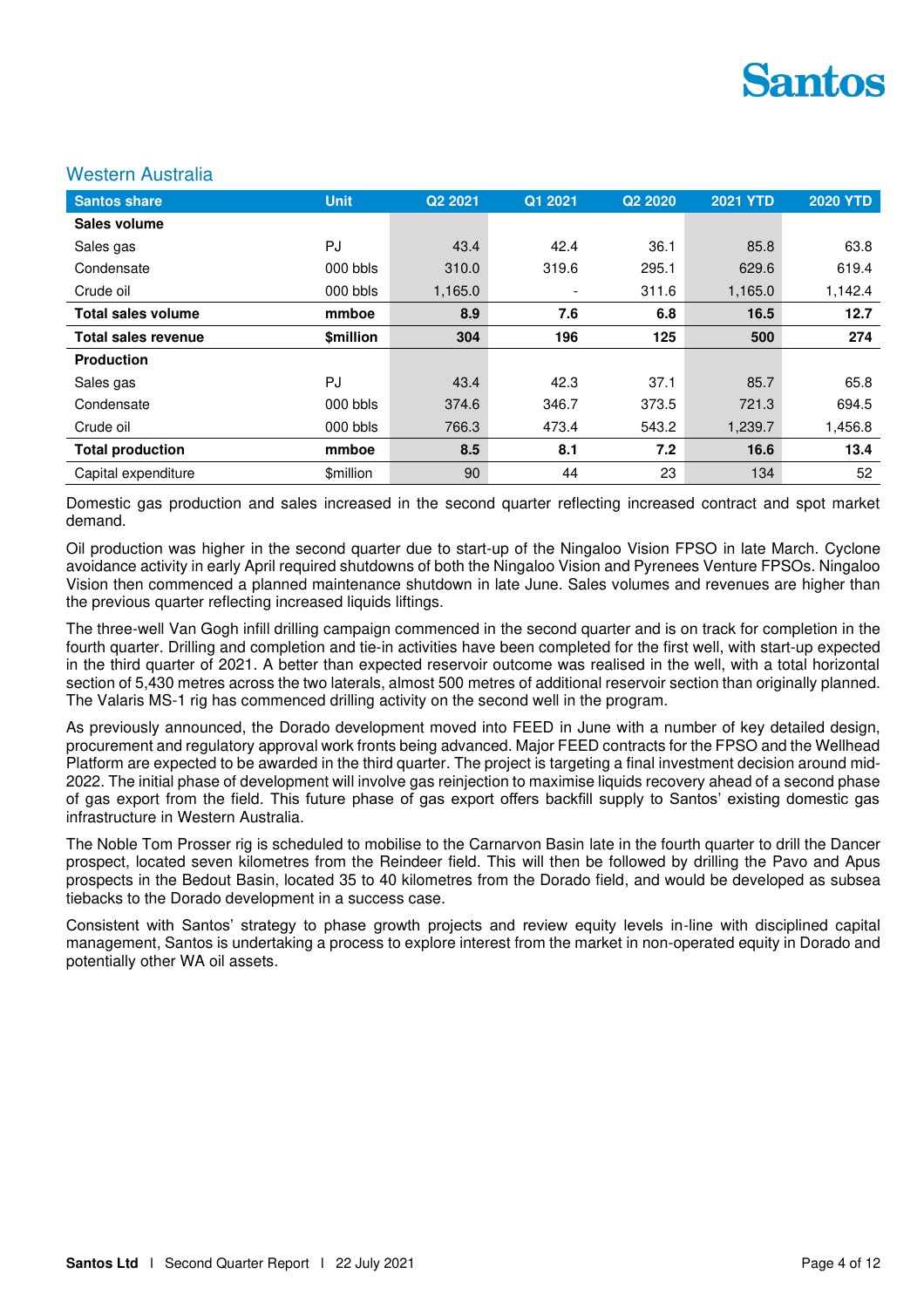## Western Australia

| Santos share | Unit | Q2 2021 | Q1 2021 | Q2 2020 | 2021 YTD | 2020 YTD |
|---|---|---|---|---|---|---|
| **Sales volume** | | | | | | |
| Sales gas | PJ | 43.4 | 42.4 | 36.1 | 85.8 | 63.8 |
| Condensate | 000 bbls | 310.0 | 319.6 | 295.1 | 629.6 | 619.4 |
| Crude oil | 000 bbls | 1,165.0 | - | 311.6 | 1,165.0 | 1,142.4 |
| **Total sales volume** | **mmboe** | **8.9** | **7.6** | **6.8** | **16.5** | **12.7** |
| **Total sales revenue** | **$million** | **304** | **196** | **125** | **500** | **274** |
| **Production** | | | | | | |
| Sales gas | PJ | 43.4 | 42.3 | 37.1 | 85.7 | 65.8 |
| Condensate | 000 bbls | 374.6 | 346.7 | 373.5 | 721.3 | 694.5 |
| Crude oil | 000 bbls | 766.3 | 473.4 | 543.2 | 1,239.7 | 1,456.8 |
| **Total production** | **mmboe** | **8.5** | **8.1** | **7.2** | **16.6** | **13.4** |
| Capital expenditure | $million | 90 | 44 | 23 | 134 | 52 |

Domestic gas production and sales increased in the second quarter reflecting increased contract and spot market demand.

Oil production was higher in the second quarter due to start-up of the Ningaloo Vision FPSO in late March. Cyclone avoidance activity in early April required shutdowns of both the Ningaloo Vision and Pyrenees Venture FPSOs. Ningaloo Vision then commenced a planned maintenance shutdown in late June. Sales volumes and revenues are higher than the previous quarter reflecting increased liquids liftings.

The three-well Van Gogh infill drilling campaign commenced in the second quarter and is on track for completion in the fourth quarter. Drilling and completion and tie-in activities have been completed for the first well, with start-up expected in the third quarter of 2021. A better than expected reservoir outcome was realised in the well, with a total horizontal section of 5,430 metres across the two laterals, almost 500 metres of additional reservoir section than originally planned. The Valaris MS-1 rig has commenced drilling activity on the second well in the program.

As previously announced, the Dorado development moved into FEED in June with a number of key detailed design, procurement and regulatory approval work fronts being advanced. Major FEED contracts for the FPSO and the Wellhead Platform are expected to be awarded in the third quarter. The project is targeting a final investment decision around mid-2022. The initial phase of development will involve gas reinjection to maximise liquids recovery ahead of a second phase of gas export from the field. This future phase of gas export offers backfill supply to Santos' existing domestic gas infrastructure in Western Australia.

The Noble Tom Prosser rig is scheduled to mobilise to the Carnarvon Basin late in the fourth quarter to drill the Dancer prospect, located seven kilometres from the Reindeer field. This will then be followed by drilling the Pavo and Apus prospects in the Bedout Basin, located 35 to 40 kilometres from the Dorado field, and would be developed as subsea tiebacks to the Dorado development in a success case.

Consistent with Santos' strategy to phase growth projects and review equity levels in-line with disciplined capital management, Santos is undertaking a process to explore interest from the market in non-operated equity in Dorado and potentially other WA oil assets.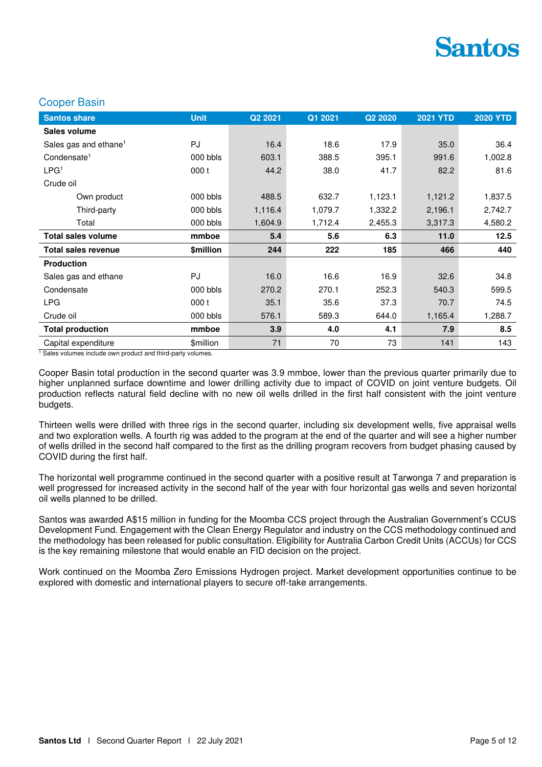## Cooper Basin

| Santos share | Unit | Q2 2021 | Q1 2021 | Q2 2020 | 2021 YTD | 2020 YTD |
|---|---|---|---|---|---|---|
| **Sales volume** | | | | | | |
| Sales gas and ethane[1] | PJ | 16.4 | 18.6 | 17.9 | 35.0 | 36.4 |
| Condensate[1] | 000 bbls | 603.1 | 388.5 | 395.1 | 991.6 | 1,002.8 |
| LPG[1] | 000 t | 44.2 | 38.0 | 41.7 | 82.2 | 81.6 |
| Crude oil | | | | | | |
| Own product | 000 bbls | 488.5 | 632.7 | 1,123.1 | 1,121.2 | 1,837.5 |
| Third-party | 000 bbls | 1,116.4 | 1,079.7 | 1,332.2 | 2,196.1 | 2,742.7 |
| Total | 000 bbls | 1,604.9 | 1,712.4 | 2,455.3 | 3,317.3 | 4,580.2 |
| **Total sales volume** | **mmboe** | **5.4** | **5.6** | **6.3** | **11.0** | **12.5** |
| **Total sales revenue** | **$million** | **244** | **222** | **185** | **466** | **440** |
| **Production** | | | | | | |
| Sales gas and ethane | PJ | 16.0 | 16.6 | 16.9 | 32.6 | 34.8 |
| Condensate | 000 bbls | 270.2 | 270.1 | 252.3 | 540.3 | 599.5 |
| LPG | 000 t | 35.1 | 35.6 | 37.3 | 70.7 | 74.5 |
| Crude oil | 000 bbls | 576.1 | 589.3 | 644.0 | 1,165.4 | 1,288.7 |
| **Total production** | **mmboe** | **3.9** | **4.0** | **4.1** | **7.9** | **8.5** |
| Capital expenditure | $million | 71 | 70 | 73 | 141 | 143 |

[1] Sales volumes include own product and third-party volumes.

Cooper Basin total production in the second quarter was 3.9 mmboe, lower than the previous quarter primarily due to higher unplanned surface downtime and lower drilling activity due to impact of COVID on joint venture budgets. Oil production reflects natural field decline with no new oil wells drilled in the first half consistent with the joint venture budgets.

Thirteen wells were drilled with three rigs in the second quarter, including six development wells, five appraisal wells and two exploration wells. A fourth rig was added to the program at the end of the quarter and will see a higher number of wells drilled in the second half compared to the first as the drilling program recovers from budget phasing caused by COVID during the first half.

The horizontal well programme continued in the second quarter with a positive result at Tarwonga 7 and preparation is well progressed for increased activity in the second half of the year with four horizontal gas wells and seven horizontal oil wells planned to be drilled.

Santos was awarded A$15 million in funding for the Moomba CCS project through the Australian Government's CCUS Development Fund. Engagement with the Clean Energy Regulator and industry on the CCS methodology continued and the methodology has been released for public consultation. Eligibility for Australia Carbon Credit Units (ACCUs) for CCS is the key remaining milestone that would enable an FID decision on the project.

Work continued on the Moomba Zero Emissions Hydrogen project. Market development opportunities continue to be explored with domestic and international players to secure off-take arrangements.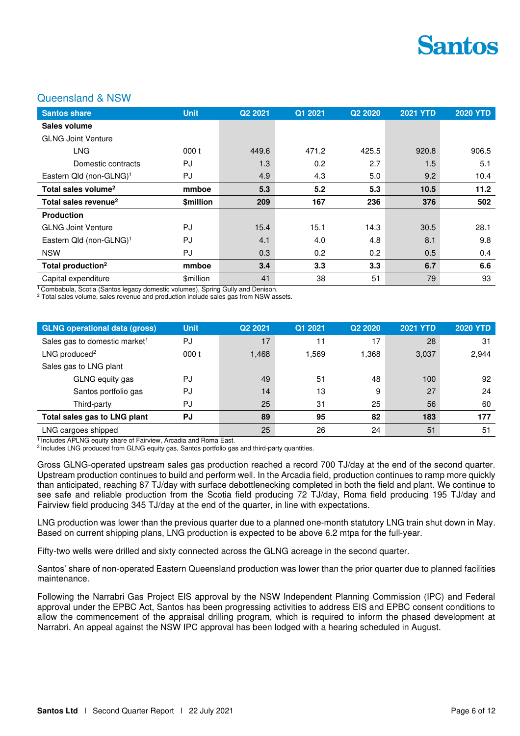## Queensland & NSW

| Santos share | Unit | Q2 2021 | Q1 2021 | Q2 2020 | 2021 YTD | 2020 YTD |
|---|---|---|---|---|---|---|
| **Sales volume** | | | | | | |
| GLNG Joint Venture | | | | | | |
| LNG | 000 t | 449.6 | 471.2 | 425.5 | 920.8 | 906.5 |
| Domestic contracts | PJ | 1.3 | 0.2 | 2.7 | 1.5 | 5.1 |
| Eastern Qld (non-GLNG)[1] | PJ | 4.9 | 4.3 | 5.0 | 9.2 | 10.4 |
| **Total sales volume[2]** | **mmboe** | **5.3** | **5.2** | **5.3** | **10.5** | **11.2** |
| **Total sales revenue[2]** | **$million** | **209** | **167** | **236** | **376** | **502** |
| **Production** | | | | | | |
| GLNG Joint Venture | PJ | 15.4 | 15.1 | 14.3 | 30.5 | 28.1 |
| Eastern Qld (non-GLNG)[1] | PJ | 4.1 | 4.0 | 4.8 | 8.1 | 9.8 |
| NSW | PJ | 0.3 | 0.2 | 0.2 | 0.5 | 0.4 |
| **Total production[2]** | **mmboe** | **3.4** | **3.3** | **3.3** | **6.7** | **6.6** |
| Capital expenditure | $million | 41 | 38 | 51 | 79 | 93 |

[1] Combabula, Scotia (Santos legacy domestic volumes), Spring Gully and Denison.
[2] Total sales volume, sales revenue and production include sales gas from NSW assets.

| GLNG operational data (gross) | Unit | Q2 2021 | Q1 2021 | Q2 2020 | 2021 YTD | 2020 YTD |
|---|---|---|---|---|---|---|
| Sales gas to domestic market[1] | PJ | 17 | 11 | 17 | 28 | 31 |
| LNG produced[2] | 000 t | 1,468 | 1,569 | 1,368 | 3,037 | 2,944 |
| Sales gas to LNG plant | | | | | | |
| GLNG equity gas | PJ | 49 | 51 | 48 | 100 | 92 |
| Santos portfolio gas | PJ | 14 | 13 | 9 | 27 | 24 |
| Third-party | PJ | 25 | 31 | 25 | 56 | 60 |
| **Total sales gas to LNG plant** | **PJ** | **89** | **95** | **82** | **183** | **177** |
| LNG cargoes shipped | | 25 | 26 | 24 | 51 | 51 |

[1] Includes APLNG equity share of Fairview, Arcadia and Roma East.
[2] Includes LNG produced from GLNG equity gas, Santos portfolio gas and third-party quantities.

Gross GLNG-operated upstream sales gas production reached a record 700 TJ/day at the end of the second quarter. Upstream production continues to build and perform well. In the Arcadia field, production continues to ramp more quickly than anticipated, reaching 87 TJ/day with surface debottlenecking completed in both the field and plant. We continue to see safe and reliable production from the Scotia field producing 72 TJ/day, Roma field producing 195 TJ/day and Fairview field producing 345 TJ/day at the end of the quarter, in line with expectations.

LNG production was lower than the previous quarter due to a planned one-month statutory LNG train shut down in May. Based on current shipping plans, LNG production is expected to be above 6.2 mtpa for the full-year.

Fifty-two wells were drilled and sixty connected across the GLNG acreage in the second quarter.

Santos' share of non-operated Eastern Queensland production was lower than the prior quarter due to planned facilities maintenance.

Following the Narrabri Gas Project EIS approval by the NSW Independent Planning Commission (IPC) and Federal approval under the EPBC Act, Santos has been progressing activities to address EIS and EPBC consent conditions to allow the commencement of the appraisal drilling program, which is required to inform the phased development at Narrabri. An appeal against the NSW IPC approval has been lodged with a hearing scheduled in August.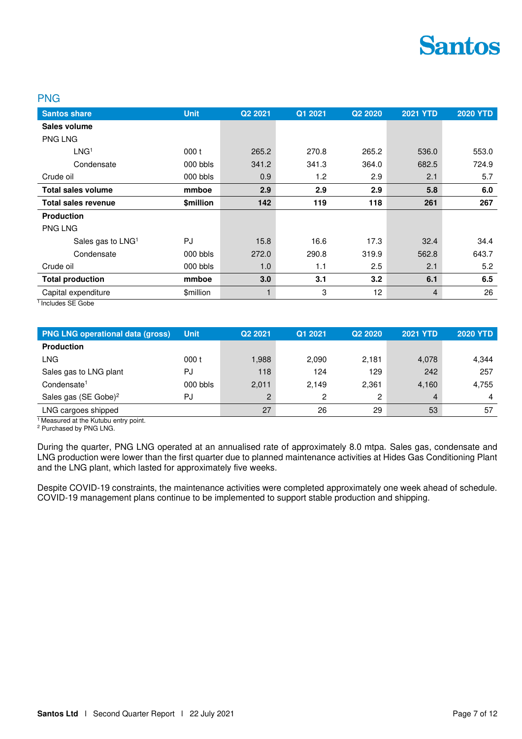## PNG

| Santos share | Unit | Q2 2021 | Q1 2021 | Q2 2020 | 2021 YTD | 2020 YTD |
|---|---|---|---|---|---|---|
| **Sales volume** | | | | | | |
| PNG LNG | | | | | | |
| LNG[1] | 000 t | 265.2 | 270.8 | 265.2 | 536.0 | 553.0 |
| Condensate | 000 bbls | 341.2 | 341.3 | 364.0 | 682.5 | 724.9 |
| Crude oil | 000 bbls | 0.9 | 1.2 | 2.9 | 2.1 | 5.7 |
| **Total sales volume** | **mmboe** | **2.9** | **2.9** | **2.9** | **5.8** | **6.0** |
| **Total sales revenue** | **$million** | **142** | **119** | **118** | **261** | **267** |
| **Production** | | | | | | |
| PNG LNG | | | | | | |
| Sales gas to LNG[1] | PJ | 15.8 | 16.6 | 17.3 | 32.4 | 34.4 |
| Condensate | 000 bbls | 272.0 | 290.8 | 319.9 | 562.8 | 643.7 |
| Crude oil | 000 bbls | 1.0 | 1.1 | 2.5 | 2.1 | 5.2 |
| **Total production** | **mmboe** | **3.0** | **3.1** | **3.2** | **6.1** | **6.5** |
| Capital expenditure | $million | 1 | 3 | 12 | 4 | 26 |

[1] Includes SE Gobe

| PNG LNG operational data (gross) | Unit | Q2 2021 | Q1 2021 | Q2 2020 | 2021 YTD | 2020 YTD |
|---|---|---|---|---|---|---|
| **Production** | | | | | | |
| LNG | 000 t | 1,988 | 2,090 | 2,181 | 4,078 | 4,344 |
| Sales gas to LNG plant | PJ | 118 | 124 | 129 | 242 | 257 |
| Condensate[1] | 000 bbls | 2,011 | 2,149 | 2,361 | 4,160 | 4,755 |
| Sales gas (SE Gobe)[2] | PJ | 2 | 2 | 2 | 4 | 4 |
| LNG cargoes shipped | | 27 | 26 | 29 | 53 | 57 |

[1] Measured at the Kutubu entry point.
[2] Purchased by PNG LNG.

During the quarter, PNG LNG operated at an annualised rate of approximately 8.0 mtpa. Sales gas, condensate and LNG production were lower than the first quarter due to planned maintenance activities at Hides Gas Conditioning Plant and the LNG plant, which lasted for approximately five weeks.

Despite COVID-19 constraints, the maintenance activities were completed approximately one week ahead of schedule. COVID-19 management plans continue to be implemented to support stable production and shipping.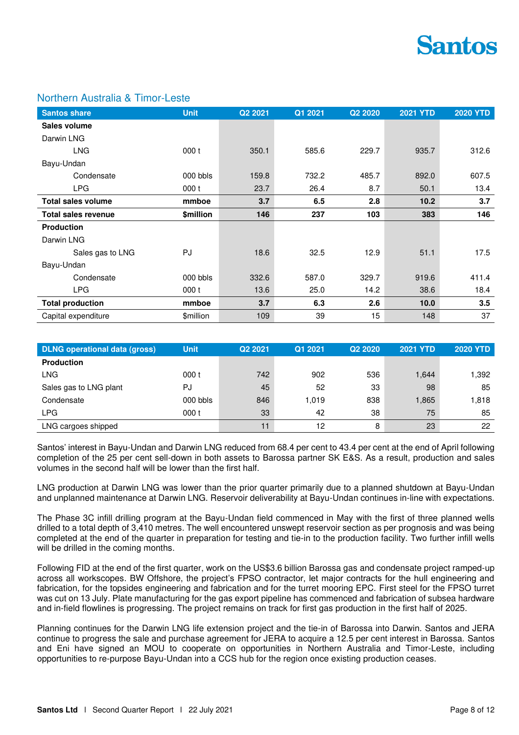## Northern Australia & Timor-Leste

| Santos share | Unit | Q2 2021 | Q1 2021 | Q2 2020 | 2021 YTD | 2020 YTD |
|---|---|---|---|---|---|---|
| **Sales volume** | | | | | | |
| Darwin LNG | | | | | | |
| LNG | 000 t | 350.1 | 585.6 | 229.7 | 935.7 | 312.6 |
| Bayu-Undan | | | | | | |
| Condensate | 000 bbls | 159.8 | 732.2 | 485.7 | 892.0 | 607.5 |
| LPG | 000 t | 23.7 | 26.4 | 8.7 | 50.1 | 13.4 |
| **Total sales volume** | **mmboe** | **3.7** | **6.5** | **2.8** | **10.2** | **3.7** |
| **Total sales revenue** | **$million** | **146** | **237** | **103** | **383** | **146** |
| **Production** | | | | | | |
| Darwin LNG | | | | | | |
| Sales gas to LNG | PJ | 18.6 | 32.5 | 12.9 | 51.1 | 17.5 |
| Bayu-Undan | | | | | | |
| Condensate | 000 bbls | 332.6 | 587.0 | 329.7 | 919.6 | 411.4 |
| LPG | 000 t | 13.6 | 25.0 | 14.2 | 38.6 | 18.4 |
| **Total production** | **mmboe** | **3.7** | **6.3** | **2.6** | **10.0** | **3.5** |
| Capital expenditure | $million | 109 | 39 | 15 | 148 | 37 |

| DLNG operational data (gross) | Unit | Q2 2021 | Q1 2021 | Q2 2020 | 2021 YTD | 2020 YTD |
|---|---|---|---|---|---|---|
| **Production** | | | | | | |
| LNG | 000 t | 742 | 902 | 536 | 1,644 | 1,392 |
| Sales gas to LNG plant | PJ | 45 | 52 | 33 | 98 | 85 |
| Condensate | 000 bbls | 846 | 1,019 | 838 | 1,865 | 1,818 |
| LPG | 000 t | 33 | 42 | 38 | 75 | 85 |
| LNG cargoes shipped | | 11 | 12 | 8 | 23 | 22 |

Santos' interest in Bayu-Undan and Darwin LNG reduced from 68.4 per cent to 43.4 per cent at the end of April following completion of the 25 per cent sell-down in both assets to Barossa partner SK E&S. As a result, production and sales volumes in the second half will be lower than the first half.

LNG production at Darwin LNG was lower than the prior quarter primarily due to a planned shutdown at Bayu-Undan and unplanned maintenance at Darwin LNG. Reservoir deliverability at Bayu-Undan continues in-line with expectations.

The Phase 3C infill drilling program at the Bayu-Undan field commenced in May with the first of three planned wells drilled to a total depth of 3,410 metres. The well encountered unswept reservoir section as per prognosis and was being completed at the end of the quarter in preparation for testing and tie-in to the production facility. Two further infill wells will be drilled in the coming months.

Following FID at the end of the first quarter, work on the US$3.6 billion Barossa gas and condensate project ramped-up across all workscopes. BW Offshore, the project's FPSO contractor, let major contracts for the hull engineering and fabrication, for the topsides engineering and fabrication and for the turret mooring EPC. First steel for the FPSO turret was cut on 13 July. Plate manufacturing for the gas export pipeline has commenced and fabrication of subsea hardware and in-field flowlines is progressing. The project remains on track for first gas production in the first half of 2025.

Planning continues for the Darwin LNG life extension project and the tie-in of Barossa into Darwin. Santos and JERA continue to progress the sale and purchase agreement for JERA to acquire a 12.5 per cent interest in Barossa. Santos and Eni have signed an MOU to cooperate on opportunities in Northern Australia and Timor-Leste, including opportunities to re-purpose Bayu-Undan into a CCS hub for the region once existing production ceases.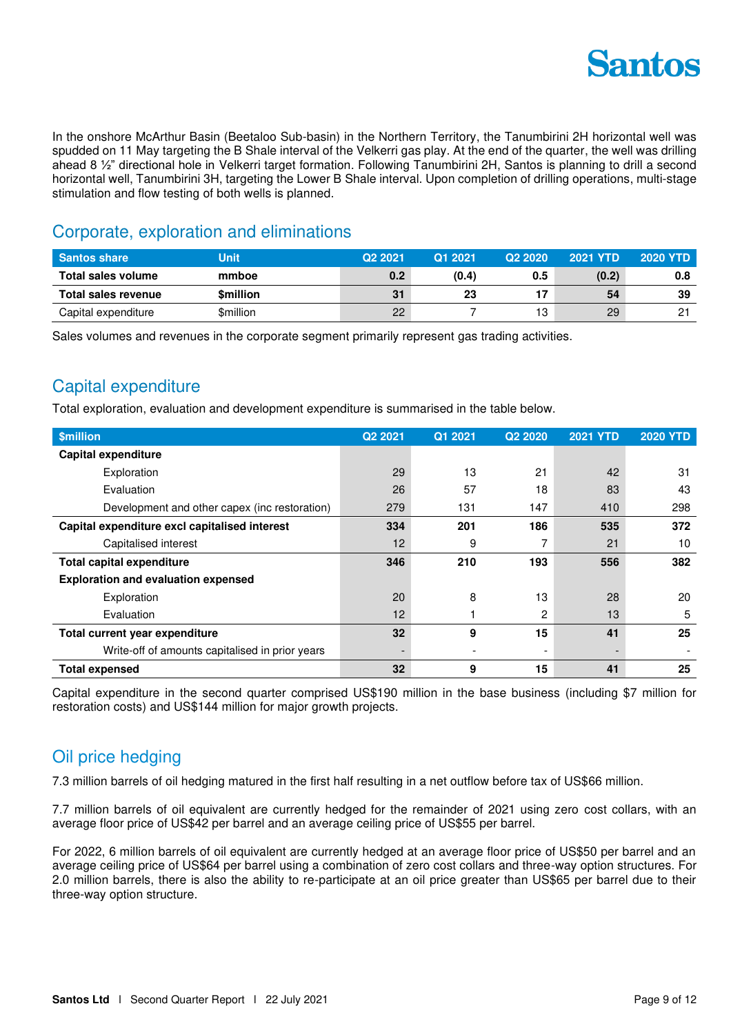In the onshore McArthur Basin (Beetaloo Sub-basin) in the Northern Territory, the Tanumbirini 2H horizontal well was spudded on 11 May targeting the B Shale interval of the Velkerri gas play. At the end of the quarter, the well was drilling ahead 8 ½" directional hole in Velkerri target formation. Following Tanumbirini 2H, Santos is planning to drill a second horizontal well, Tanumbirini 3H, targeting the Lower B Shale interval. Upon completion of drilling operations, multi-stage stimulation and flow testing of both wells is planned.

## Corporate, exploration and eliminations

| Santos share | Unit | Q2 2021 | Q1 2021 | Q2 2020 | 2021 YTD | 2020 YTD |
|---|---|---|---|---|---|---|
| **Total sales volume** | **mmboe** | **0.2** | **(0.4)** | **0.5** | **(0.2)** | **0.8** |
| **Total sales revenue** | **$million** | **31** | **23** | **17** | **54** | **39** |
| Capital expenditure | $million | 22 | 7 | 13 | 29 | 21 |

Sales volumes and revenues in the corporate segment primarily represent gas trading activities.

## Capital expenditure

Total exploration, evaluation and development expenditure is summarised in the table below.

| $million | Q2 2021 | Q1 2021 | Q2 2020 | 2021 YTD | 2020 YTD |
|---|---|---|---|---|---|
| **Capital expenditure** | | | | | |
| Exploration | 29 | 13 | 21 | 42 | 31 |
| Evaluation | 26 | 57 | 18 | 83 | 43 |
| Development and other capex (inc restoration) | 279 | 131 | 147 | 410 | 298 |
| **Capital expenditure excl capitalised interest** | **334** | **201** | **186** | **535** | **372** |
| Capitalised interest | 12 | 9 | 7 | 21 | 10 |
| **Total capital expenditure** | **346** | **210** | **193** | **556** | **382** |
| **Exploration and evaluation expensed** | | | | | |
| Exploration | 20 | 8 | 13 | 28 | 20 |
| Evaluation | 12 | 1 | 2 | 13 | 5 |
| **Total current year expenditure** | **32** | **9** | **15** | **41** | **25** |
| Write-off of amounts capitalised in prior years | - | - | - | - | - |
| **Total expensed** | **32** | **9** | **15** | **41** | **25** |

Capital expenditure in the second quarter comprised US$190 million in the base business (including $7 million for restoration costs) and US$144 million for major growth projects.

## Oil price hedging

7.3 million barrels of oil hedging matured in the first half resulting in a net outflow before tax of US$66 million.

7.7 million barrels of oil equivalent are currently hedged for the remainder of 2021 using zero cost collars, with an average floor price of US$42 per barrel and an average ceiling price of US$55 per barrel.

For 2022, 6 million barrels of oil equivalent are currently hedged at an average floor price of US$50 per barrel and an average ceiling price of US$64 per barrel using a combination of zero cost collars and three-way option structures. For 2.0 million barrels, there is also the ability to re-participate at an oil price greater than US$65 per barrel due to their three-way option structure.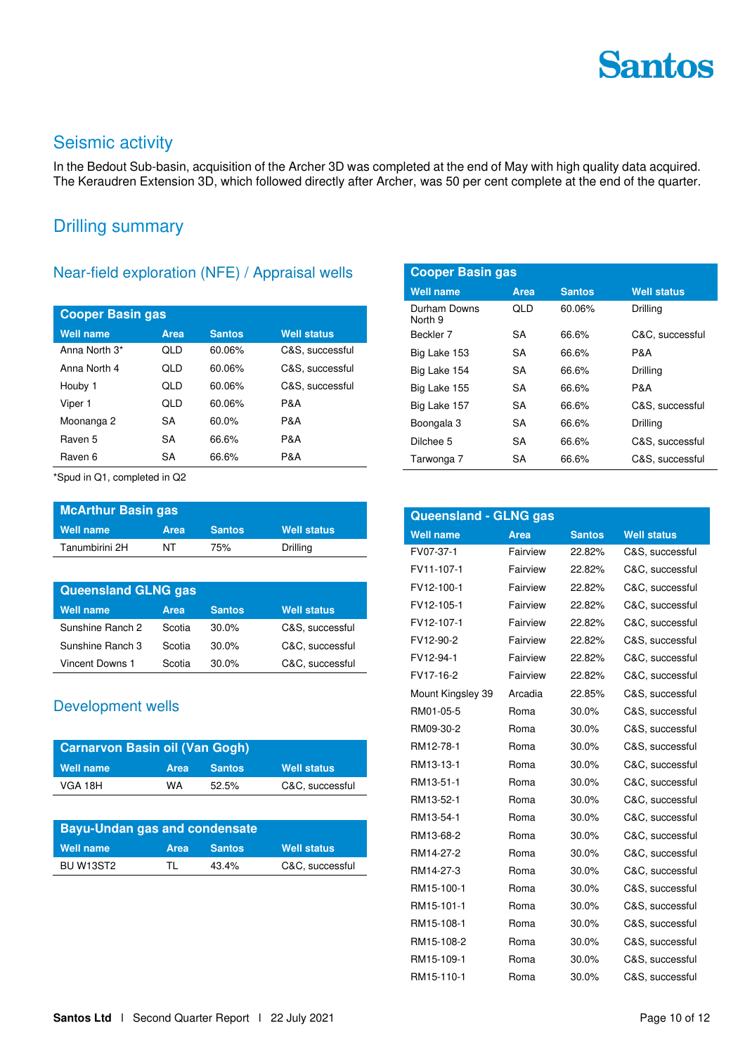## Seismic activity

In the Bedout Sub-basin, acquisition of the Archer 3D was completed at the end of May with high quality data acquired. The Keraudren Extension 3D, which followed directly after Archer, was 50 per cent complete at the end of the quarter.

## Drilling summary

### Near-field exploration (NFE) / Appraisal wells

**Cooper Basin gas**

| Well name | Area | Santos | Well status |
|---|---|---|---|
| Anna North 3* | QLD | 60.06% | C&S, successful |
| Anna North 4 | QLD | 60.06% | C&S, successful |
| Houby 1 | QLD | 60.06% | C&S, successful |
| Viper 1 | QLD | 60.06% | P&A |
| Moonanga 2 | SA | 60.0% | P&A |
| Raven 5 | SA | 66.6% | P&A |
| Raven 6 | SA | 66.6% | P&A |

*Spud in Q1, completed in Q2

**McArthur Basin gas**

| Well name | Area | Santos | Well status |
|---|---|---|---|
| Tanumbirini 2H | NT | 75% | Drilling |

**Queensland GLNG gas**

| Well name | Area | Santos | Well status |
|---|---|---|---|
| Sunshine Ranch 2 | Scotia | 30.0% | C&S, successful |
| Sunshine Ranch 3 | Scotia | 30.0% | C&C, successful |
| Vincent Downs 1 | Scotia | 30.0% | C&C, successful |

### Development wells

**Carnarvon Basin oil (Van Gogh)**

| Well name | Area | Santos | Well status |
|---|---|---|---|
| VGA 18H | WA | 52.5% | C&C, successful |

**Bayu-Undan gas and condensate**

| Well name | Area | Santos | Well status |
|---|---|---|---|
| BU W13ST2 | TL | 43.4% | C&C, successful |

**Cooper Basin gas**

| Well name | Area | Santos | Well status |
|---|---|---|---|
| Durham Downs North 9 | QLD | 60.06% | Drilling |
| Beckler 7 | SA | 66.6% | C&C, successful |
| Big Lake 153 | SA | 66.6% | P&A |
| Big Lake 154 | SA | 66.6% | Drilling |
| Big Lake 155 | SA | 66.6% | P&A |
| Big Lake 157 | SA | 66.6% | C&S, successful |
| Boongala 3 | SA | 66.6% | Drilling |
| Dilchee 5 | SA | 66.6% | C&S, successful |
| Tarwonga 7 | SA | 66.6% | C&S, successful |

**Queensland - GLNG gas**

| Well name | Area | Santos | Well status |
|---|---|---|---|
| FV07-37-1 | Fairview | 22.82% | C&S, successful |
| FV11-107-1 | Fairview | 22.82% | C&C, successful |
| FV12-100-1 | Fairview | 22.82% | C&C, successful |
| FV12-105-1 | Fairview | 22.82% | C&C, successful |
| FV12-107-1 | Fairview | 22.82% | C&C, successful |
| FV12-90-2 | Fairview | 22.82% | C&S, successful |
| FV12-94-1 | Fairview | 22.82% | C&C, successful |
| FV17-16-2 | Fairview | 22.82% | C&C, successful |
| Mount Kingsley 39 | Arcadia | 22.85% | C&S, successful |
| RM01-05-5 | Roma | 30.0% | C&S, successful |
| RM09-30-2 | Roma | 30.0% | C&S, successful |
| RM12-78-1 | Roma | 30.0% | C&S, successful |
| RM13-13-1 | Roma | 30.0% | C&C, successful |
| RM13-51-1 | Roma | 30.0% | C&C, successful |
| RM13-52-1 | Roma | 30.0% | C&C, successful |
| RM13-54-1 | Roma | 30.0% | C&C, successful |
| RM13-68-2 | Roma | 30.0% | C&C, successful |
| RM14-27-2 | Roma | 30.0% | C&C, successful |
| RM14-27-3 | Roma | 30.0% | C&C, successful |
| RM15-100-1 | Roma | 30.0% | C&S, successful |
| RM15-101-1 | Roma | 30.0% | C&S, successful |
| RM15-108-1 | Roma | 30.0% | C&S, successful |
| RM15-108-2 | Roma | 30.0% | C&S, successful |
| RM15-109-1 | Roma | 30.0% | C&S, successful |
| RM15-110-1 | Roma | 30.0% | C&S, successful |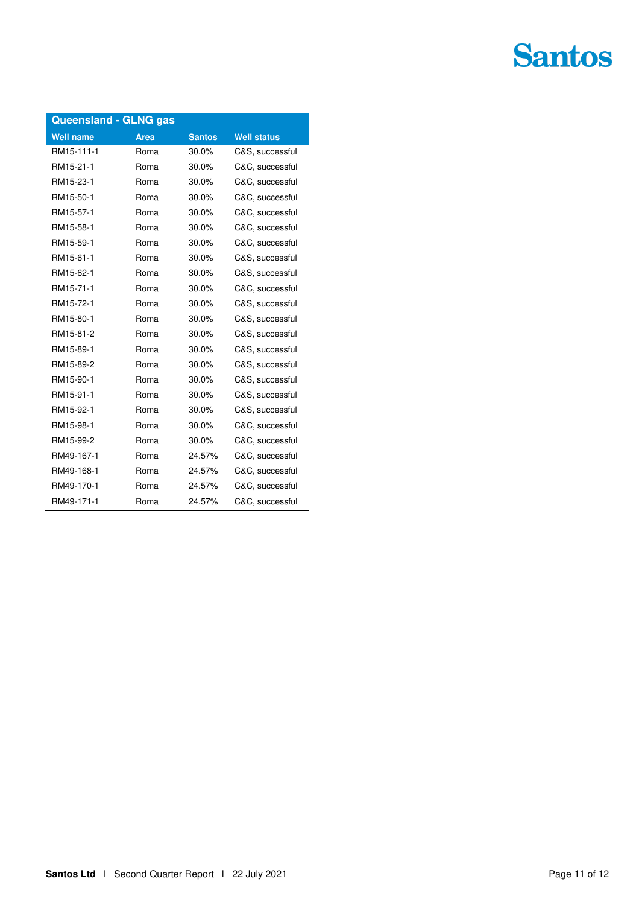| Queensland - GLNG gas | | | |
|---|---|---|---|
| **Well name** | **Area** | **Santos** | **Well status** |
| RM15-111-1 | Roma | 30.0% | C&S, successful |
| RM15-21-1 | Roma | 30.0% | C&C, successful |
| RM15-23-1 | Roma | 30.0% | C&C, successful |
| RM15-50-1 | Roma | 30.0% | C&C, successful |
| RM15-57-1 | Roma | 30.0% | C&C, successful |
| RM15-58-1 | Roma | 30.0% | C&C, successful |
| RM15-59-1 | Roma | 30.0% | C&C, successful |
| RM15-61-1 | Roma | 30.0% | C&S, successful |
| RM15-62-1 | Roma | 30.0% | C&S, successful |
| RM15-71-1 | Roma | 30.0% | C&C, successful |
| RM15-72-1 | Roma | 30.0% | C&S, successful |
| RM15-80-1 | Roma | 30.0% | C&S, successful |
| RM15-81-2 | Roma | 30.0% | C&S, successful |
| RM15-89-1 | Roma | 30.0% | C&S, successful |
| RM15-89-2 | Roma | 30.0% | C&S, successful |
| RM15-90-1 | Roma | 30.0% | C&S, successful |
| RM15-91-1 | Roma | 30.0% | C&S, successful |
| RM15-92-1 | Roma | 30.0% | C&S, successful |
| RM15-98-1 | Roma | 30.0% | C&C, successful |
| RM15-99-2 | Roma | 30.0% | C&C, successful |
| RM49-167-1 | Roma | 24.57% | C&C, successful |
| RM49-168-1 | Roma | 24.57% | C&C, successful |
| RM49-170-1 | Roma | 24.57% | C&C, successful |
| RM49-171-1 | Roma | 24.57% | C&C, successful |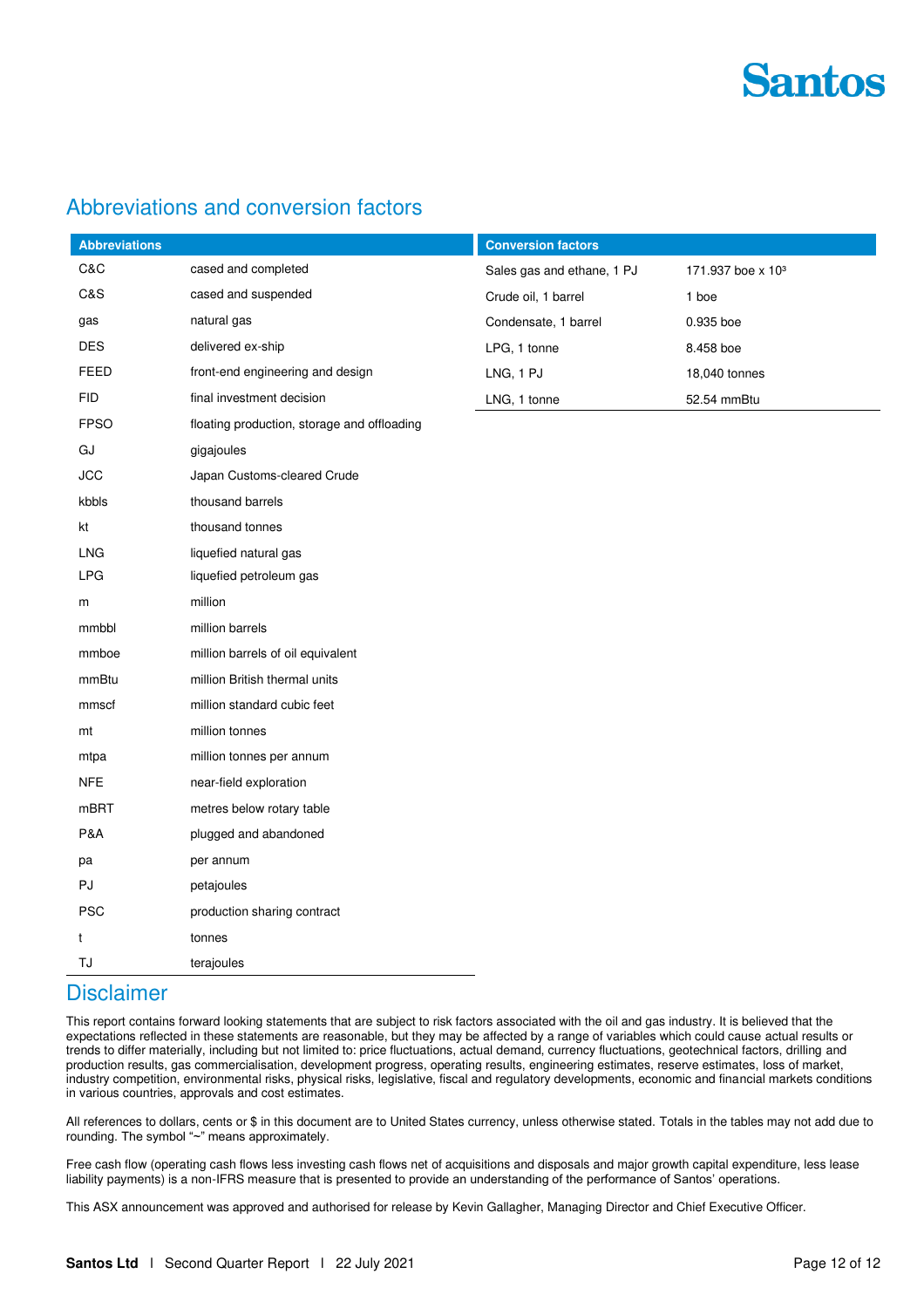## Abbreviations and conversion factors

| Abbreviations | |
|---|---|
| C&C | cased and completed |
| C&S | cased and suspended |
| gas | natural gas |
| DES | delivered ex-ship |
| FEED | front-end engineering and design |
| FID | final investment decision |
| FPSO | floating production, storage and offloading |
| GJ | gigajoules |
| JCC | Japan Customs-cleared Crude |
| kbbls | thousand barrels |
| kt | thousand tonnes |
| LNG | liquefied natural gas |
| LPG | liquefied petroleum gas |
| m | million |
| mmbbl | million barrels |
| mmboe | million barrels of oil equivalent |
| mmBtu | million British thermal units |
| mmscf | million standard cubic feet |
| mt | million tonnes |
| mtpa | million tonnes per annum |
| NFE | near-field exploration |
| mBRT | metres below rotary table |
| P&A | plugged and abandoned |
| pa | per annum |
| PJ | petajoules |
| PSC | production sharing contract |
| t | tonnes |
| TJ | terajoules |

| Conversion factors | |
|---|---|
| Sales gas and ethane, 1 PJ | 171.937 boe x $10^3$ |
| Crude oil, 1 barrel | 1 boe |
| Condensate, 1 barrel | 0.935 boe |
| LPG, 1 tonne | 8.458 boe |
| LNG, 1 PJ | 18,040 tonnes |
| LNG, 1 tonne | 52.54 mmBtu |

## Disclaimer

This report contains forward looking statements that are subject to risk factors associated with the oil and gas industry. It is believed that the expectations reflected in these statements are reasonable, but they may be affected by a range of variables which could cause actual results or trends to differ materially, including but not limited to: price fluctuations, actual demand, currency fluctuations, geotechnical factors, drilling and production results, gas commercialisation, development progress, operating results, engineering estimates, reserve estimates, loss of market, industry competition, environmental risks, physical risks, legislative, fiscal and regulatory developments, economic and financial markets conditions in various countries, approvals and cost estimates.

All references to dollars, cents or $ in this document are to United States currency, unless otherwise stated. Totals in the tables may not add due to rounding. The symbol "~" means approximately.

Free cash flow (operating cash flows less investing cash flows net of acquisitions and disposals and major growth capital expenditure, less lease liability payments) is a non-IFRS measure that is presented to provide an understanding of the performance of Santos' operations.

This ASX announcement was approved and authorised for release by Kevin Gallagher, Managing Director and Chief Executive Officer.